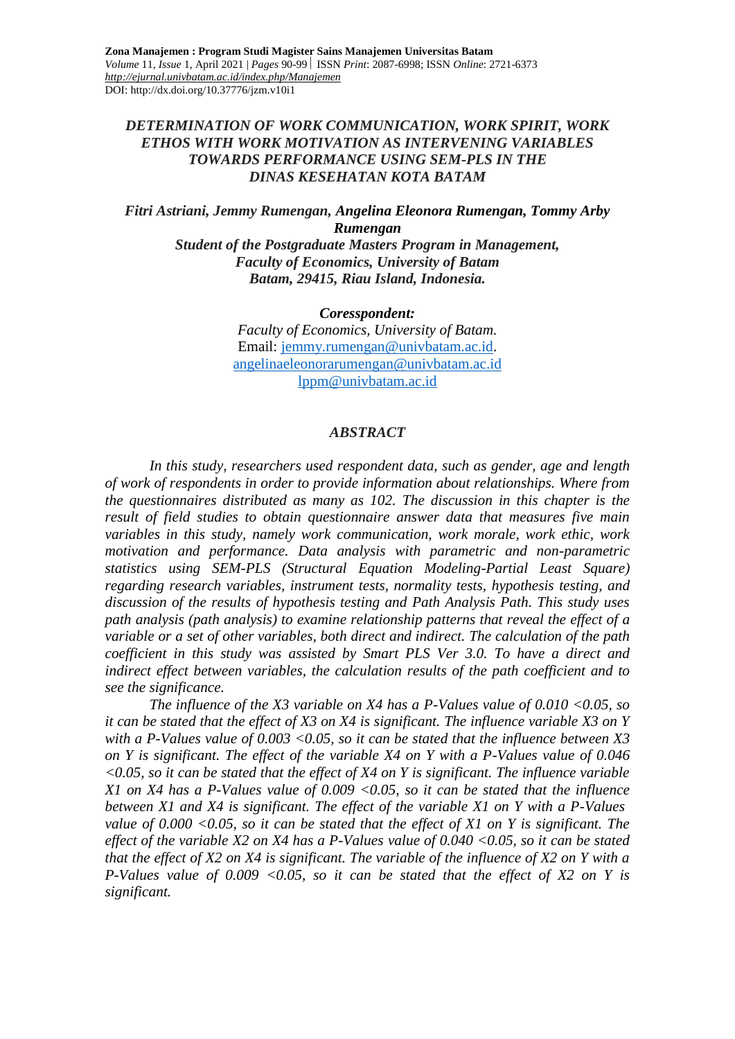# *DETERMINATION OF WORK COMMUNICATION, WORK SPIRIT, WORK ETHOS WITH WORK MOTIVATION AS INTERVENING VARIABLES TOWARDS PERFORMANCE USING SEM-PLS IN THE DINAS KESEHATAN KOTA BATAM*

***Fitri Astriani, Jemmy Rumengan, Angelina Eleonora Rumengan, Tommy Arby Rumengan***
***Student of the Postgraduate Masters Program in Management, Faculty of Economics, University of Batam Batam, 29415, Riau Island, Indonesia.***

***Coresspondent:***
*Faculty of Economics, University of Batam.*
Email: jemmy.rumengan@univbatam.ac.id.
angelinaeleonorarumengan@univbatam.ac.id
lppm@univbatam.ac.id

## *ABSTRACT*

*In this study, researchers used respondent data, such as gender, age and length of work of respondents in order to provide information about relationships. Where from the questionnaires distributed as many as 102. The discussion in this chapter is the result of field studies to obtain questionnaire answer data that measures five main variables in this study, namely work communication, work morale, work ethic, work motivation and performance. Data analysis with parametric and non-parametric statistics using SEM-PLS (Structural Equation Modeling-Partial Least Square) regarding research variables, instrument tests, normality tests, hypothesis testing, and discussion of the results of hypothesis testing and Path Analysis Path. This study uses path analysis (path analysis) to examine relationship patterns that reveal the effect of a variable or a set of other variables, both direct and indirect. The calculation of the path coefficient in this study was assisted by Smart PLS Ver 3.0. To have a direct and indirect effect between variables, the calculation results of the path coefficient and to see the significance.*

*The influence of the X3 variable on X4 has a P-Values value of 0.010 <0.05, so it can be stated that the effect of X3 on X4 is significant. The influence variable X3 on Y with a P-Values value of 0.003 <0.05, so it can be stated that the influence between X3 on Y is significant. The effect of the variable X4 on Y with a P-Values value of 0.046 <0.05, so it can be stated that the effect of X4 on Y is significant. The influence variable X1 on X4 has a P-Values value of 0.009 <0.05, so it can be stated that the influence between X1 and X4 is significant. The effect of the variable X1 on Y with a P-Values value of 0.000 <0.05, so it can be stated that the effect of X1 on Y is significant. The effect of the variable X2 on X4 has a P-Values value of 0.040 <0.05, so it can be stated that the effect of X2 on X4 is significant. The variable of the influence of X2 on Y with a P-Values value of 0.009 <0.05, so it can be stated that the effect of X2 on Y is significant.*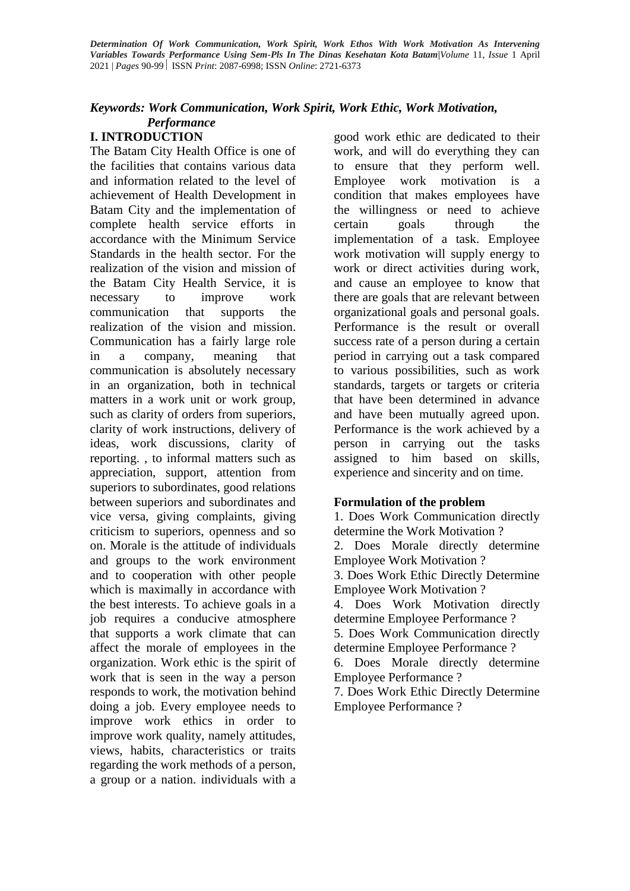***Keywords: Work Communication, Work Spirit, Work Ethic, Work Motivation, Performance***

## I. INTRODUCTION

The Batam City Health Office is one of the facilities that contains various data and information related to the level of achievement of Health Development in Batam City and the implementation of complete health service efforts in accordance with the Minimum Service Standards in the health sector. For the realization of the vision and mission of the Batam City Health Service, it is necessary to improve work communication that supports the realization of the vision and mission. Communication has a fairly large role in a company, meaning that communication is absolutely necessary in an organization, both in technical matters in a work unit or work group, such as clarity of orders from superiors, clarity of work instructions, delivery of ideas, work discussions, clarity of reporting. , to informal matters such as appreciation, support, attention from superiors to subordinates, good relations between superiors and subordinates and vice versa, giving complaints, giving criticism to superiors, openness and so on. Morale is the attitude of individuals and groups to the work environment and to cooperation with other people which is maximally in accordance with the best interests. To achieve goals in a job requires a conducive atmosphere that supports a work climate that can affect the morale of employees in the organization. Work ethic is the spirit of work that is seen in the way a person responds to work, the motivation behind doing a job. Every employee needs to improve work ethics in order to improve work quality, namely attitudes, views, habits, characteristics or traits regarding the work methods of a person, a group or a nation. individuals with a good work ethic are dedicated to their work, and will do everything they can to ensure that they perform well. Employee work motivation is a condition that makes employees have the willingness or need to achieve certain goals through the implementation of a task. Employee work motivation will supply energy to work or direct activities during work, and cause an employee to know that there are goals that are relevant between organizational goals and personal goals. Performance is the result or overall success rate of a person during a certain period in carrying out a task compared to various possibilities, such as work standards, targets or targets or criteria that have been determined in advance and have been mutually agreed upon. Performance is the work achieved by a person in carrying out the tasks assigned to him based on skills, experience and sincerity and on time.

**Formulation of the problem**

1. Does Work Communication directly determine the Work Motivation ?
2. Does Morale directly determine Employee Work Motivation ?
3. Does Work Ethic Directly Determine Employee Work Motivation ?
4. Does Work Motivation directly determine Employee Performance ?
5. Does Work Communication directly determine Employee Performance ?
6. Does Morale directly determine Employee Performance ?
7. Does Work Ethic Directly Determine Employee Performance ?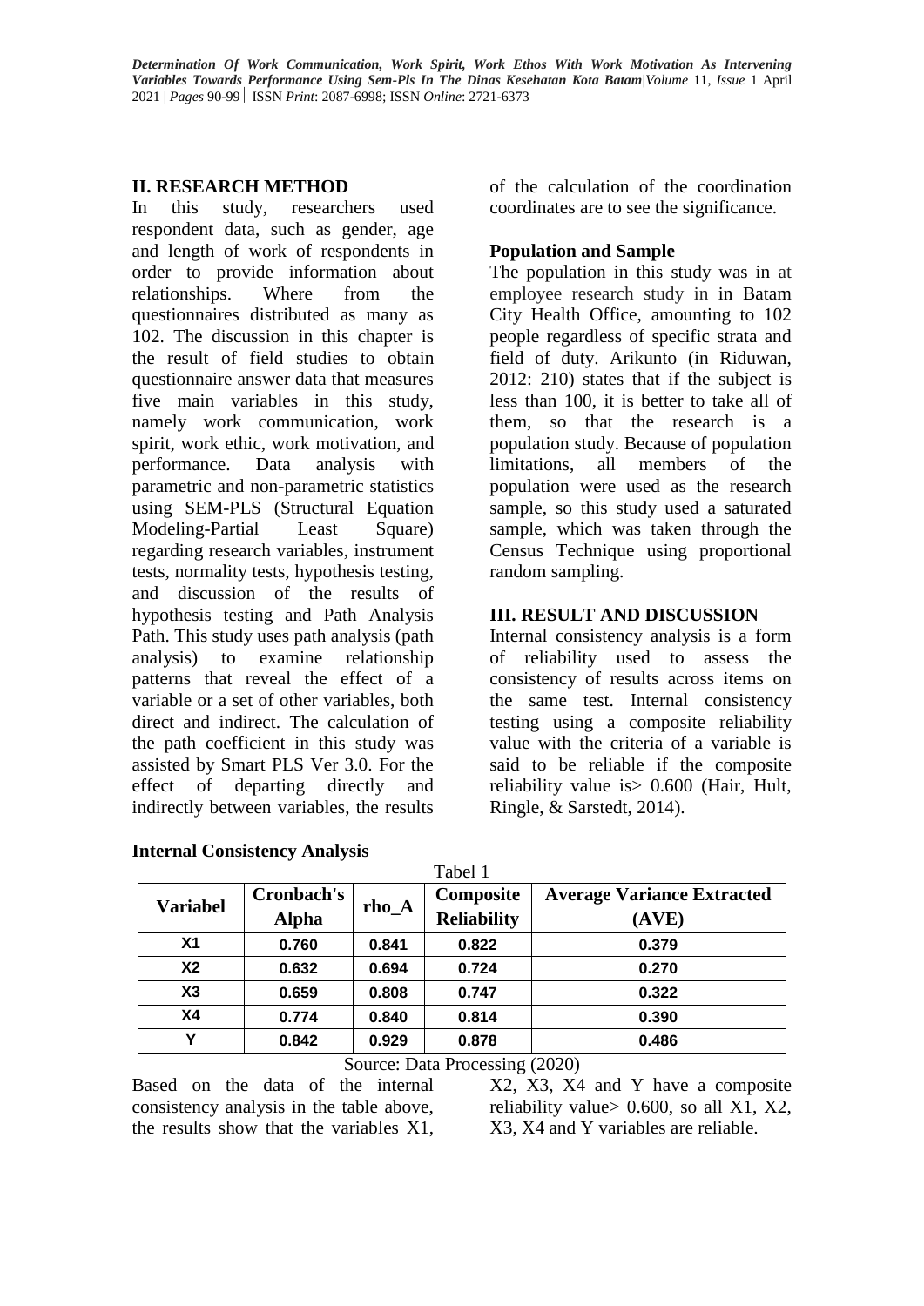## II. RESEARCH METHOD

In this study, researchers used respondent data, such as gender, age and length of work of respondents in order to provide information about relationships. Where from the questionnaires distributed as many as 102. The discussion in this chapter is the result of field studies to obtain questionnaire answer data that measures five main variables in this study, namely work communication, work spirit, work ethic, work motivation, and performance. Data analysis with parametric and non-parametric statistics using SEM-PLS (Structural Equation Modeling-Partial Least Square) regarding research variables, instrument tests, normality tests, hypothesis testing, and discussion of the results of hypothesis testing and Path Analysis Path. This study uses path analysis (path analysis) to examine relationship patterns that reveal the effect of a variable or a set of other variables, both direct and indirect. The calculation of the path coefficient in this study was assisted by Smart PLS Ver 3.0. For the effect of departing directly and indirectly between variables, the results of the calculation of the coordination coordinates are to see the significance.

### Population and Sample

The population in this study was in at employee research study in in Batam City Health Office, amounting to 102 people regardless of specific strata and field of duty. Arikunto (in Riduwan, 2012: 210) states that if the subject is less than 100, it is better to take all of them, so that the research is a population study. Because of population limitations, all members of the population were used as the research sample, so this study used a saturated sample, which was taken through the Census Technique using proportional random sampling.

## III. RESULT AND DISCUSSION

Internal consistency analysis is a form of reliability used to assess the consistency of results across items on the same test. Internal consistency testing using a composite reliability value with the criteria of a variable is said to be reliable if the composite reliability value is> 0.600 (Hair, Hult, Ringle, & Sarstedt, 2014).

### Internal Consistency Analysis

Tabel 1

| Variabel | Cronbach's Alpha | rho_A | Composite Reliability | Average Variance Extracted (AVE) |
|---|---|---|---|---|
| X1 | 0.760 | 0.841 | 0.822 | 0.379 |
| X2 | 0.632 | 0.694 | 0.724 | 0.270 |
| X3 | 0.659 | 0.808 | 0.747 | 0.322 |
| X4 | 0.774 | 0.840 | 0.814 | 0.390 |
| Y | 0.842 | 0.929 | 0.878 | 0.486 |

Source: Data Processing (2020)

Based on the data of the internal consistency analysis in the table above, the results show that the variables X1, X2, X3, X4 and Y have a composite reliability value> 0.600, so all X1, X2, X3, X4 and Y variables are reliable.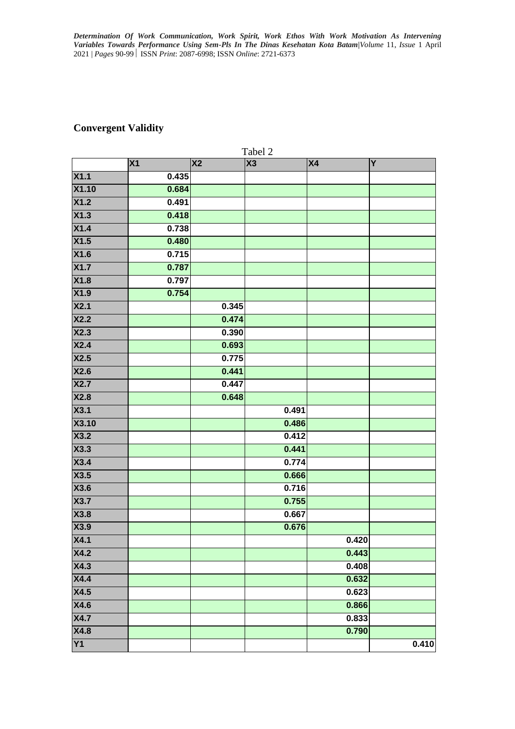## Convergent Validity

Tabel 2

| | X1 | X2 | X3 | X4 | Y |
|---|---|---|---|---|---|
| X1.1 | 0.435 | | | | |
| X1.10 | 0.684 | | | | |
| X1.2 | 0.491 | | | | |
| X1.3 | 0.418 | | | | |
| X1.4 | 0.738 | | | | |
| X1.5 | 0.480 | | | | |
| X1.6 | 0.715 | | | | |
| X1.7 | 0.787 | | | | |
| X1.8 | 0.797 | | | | |
| X1.9 | 0.754 | | | | |
| X2.1 | | 0.345 | | | |
| X2.2 | | 0.474 | | | |
| X2.3 | | 0.390 | | | |
| X2.4 | | 0.693 | | | |
| X2.5 | | 0.775 | | | |
| X2.6 | | 0.441 | | | |
| X2.7 | | 0.447 | | | |
| X2.8 | | 0.648 | | | |
| X3.1 | | | 0.491 | | |
| X3.10 | | | 0.486 | | |
| X3.2 | | | 0.412 | | |
| X3.3 | | | 0.441 | | |
| X3.4 | | | 0.774 | | |
| X3.5 | | | 0.666 | | |
| X3.6 | | | 0.716 | | |
| X3.7 | | | 0.755 | | |
| X3.8 | | | 0.667 | | |
| X3.9 | | | 0.676 | | |
| X4.1 | | | | 0.420 | |
| X4.2 | | | | 0.443 | |
| X4.3 | | | | 0.408 | |
| X4.4 | | | | 0.632 | |
| X4.5 | | | | 0.623 | |
| X4.6 | | | | 0.866 | |
| X4.7 | | | | 0.833 | |
| X4.8 | | | | 0.790 | |
| Y1 | | | | | 0.410 |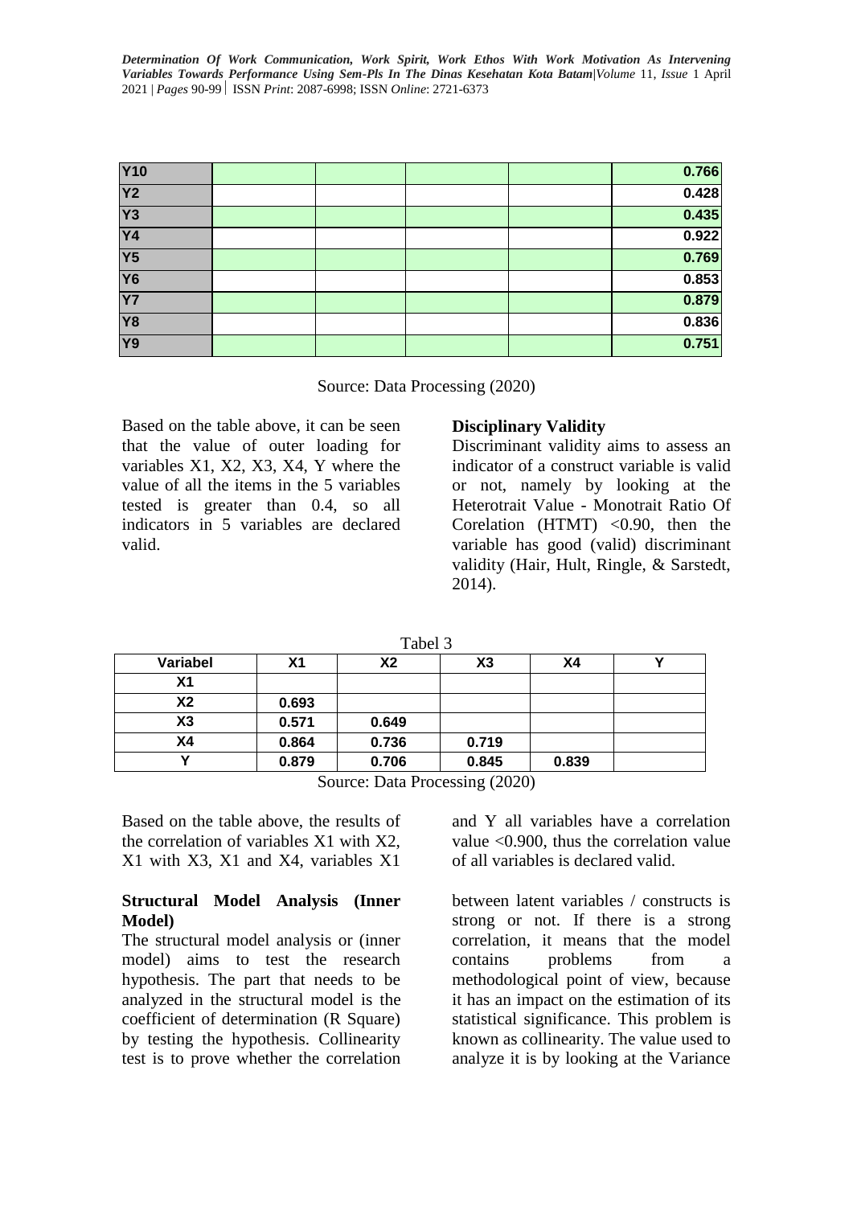| Y10 | | | | | 0.766 |
|---|---|---|---|---|---|
| Y2 | | | | | 0.428 |
| Y3 | | | | | 0.435 |
| Y4 | | | | | 0.922 |
| Y5 | | | | | 0.769 |
| Y6 | | | | | 0.853 |
| Y7 | | | | | 0.879 |
| Y8 | | | | | 0.836 |
| Y9 | | | | | 0.751 |

Source: Data Processing (2020)

Based on the table above, it can be seen that the value of outer loading for variables X1, X2, X3, X4, Y where the value of all the items in the 5 variables tested is greater than 0.4, so all indicators in 5 variables are declared valid.

**Disciplinary Validity**

Discriminant validity aims to assess an indicator of a construct variable is valid or not, namely by looking at the Heterotrait Value - Monotrait Ratio Of Corelation (HTMT) <0.90, then the variable has good (valid) discriminant validity (Hair, Hult, Ringle, & Sarstedt, 2014).

Tabel 3

| Variabel | X1 | X2 | X3 | X4 | Y |
|---|---|---|---|---|---|
| X1 | | | | | |
| X2 | 0.693 | | | | |
| X3 | 0.571 | 0.649 | | | |
| X4 | 0.864 | 0.736 | 0.719 | | |
| Y | 0.879 | 0.706 | 0.845 | 0.839 | |

Source: Data Processing (2020)

Based on the table above, the results of the correlation of variables X1 with X2, X1 with X3, X1 and X4, variables X1 and Y all variables have a correlation value <0.900, thus the correlation value of all variables is declared valid.

**Structural Model Analysis (Inner Model)**

The structural model analysis or (inner model) aims to test the research hypothesis. The part that needs to be analyzed in the structural model is the coefficient of determination (R Square) by testing the hypothesis. Collinearity test is to prove whether the correlation between latent variables / constructs is strong or not. If there is a strong correlation, it means that the model contains problems from a methodological point of view, because it has an impact on the estimation of its statistical significance. This problem is known as collinearity. The value used to analyze it is by looking at the Variance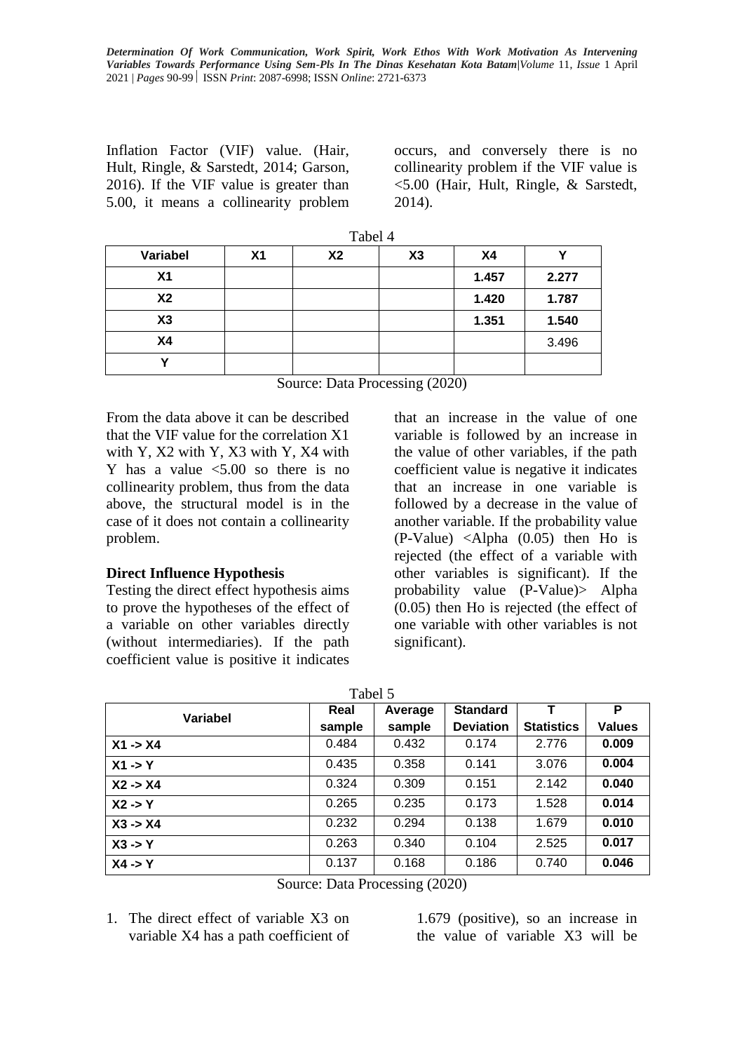Inflation Factor (VIF) value. (Hair, Hult, Ringle, & Sarstedt, 2014; Garson, 2016). If the VIF value is greater than 5.00, it means a collinearity problem occurs, and conversely there is no collinearity problem if the VIF value is <5.00 (Hair, Hult, Ringle, & Sarstedt, 2014).

Tabel 4

| Variabel | X1 | X2 | X3 | X4 | Y |
|---|---|---|---|---|---|
| X1 | | | | 1.457 | 2.277 |
| X2 | | | | 1.420 | 1.787 |
| X3 | | | | 1.351 | 1.540 |
| X4 | | | | | 3.496 |
| Y | | | | | |

Source: Data Processing (2020)

From the data above it can be described that the VIF value for the correlation X1 with Y, X2 with Y, X3 with Y, X4 with Y has a value <5.00 so there is no collinearity problem, thus from the data above, the structural model is in the case of it does not contain a collinearity problem.

**Direct Influence Hypothesis**

Testing the direct effect hypothesis aims to prove the hypotheses of the effect of a variable on other variables directly (without intermediaries). If the path coefficient value is positive it indicates that an increase in the value of one variable is followed by an increase in the value of other variables, if the path coefficient value is negative it indicates that an increase in one variable is followed by a decrease in the value of another variable. If the probability value (P-Value) <Alpha (0.05) then Ho is rejected (the effect of a variable with other variables is significant). If the probability value (P-Value)> Alpha (0.05) then Ho is rejected (the effect of one variable with other variables is not significant).

Tabel 5

| Variabel | Real sample | Average sample | Standard Deviation | T Statistics | P Values |
|---|---|---|---|---|---|
| X1 -> X4 | 0.484 | 0.432 | 0.174 | 2.776 | 0.009 |
| X1 -> Y | 0.435 | 0.358 | 0.141 | 3.076 | 0.004 |
| X2 -> X4 | 0.324 | 0.309 | 0.151 | 2.142 | 0.040 |
| X2 -> Y | 0.265 | 0.235 | 0.173 | 1.528 | 0.014 |
| X3 -> X4 | 0.232 | 0.294 | 0.138 | 1.679 | 0.010 |
| X3 -> Y | 0.263 | 0.340 | 0.104 | 2.525 | 0.017 |
| X4 -> Y | 0.137 | 0.168 | 0.186 | 0.740 | 0.046 |

Source: Data Processing (2020)

1. The direct effect of variable X3 on variable X4 has a path coefficient of 1.679 (positive), so an increase in the value of variable X3 will be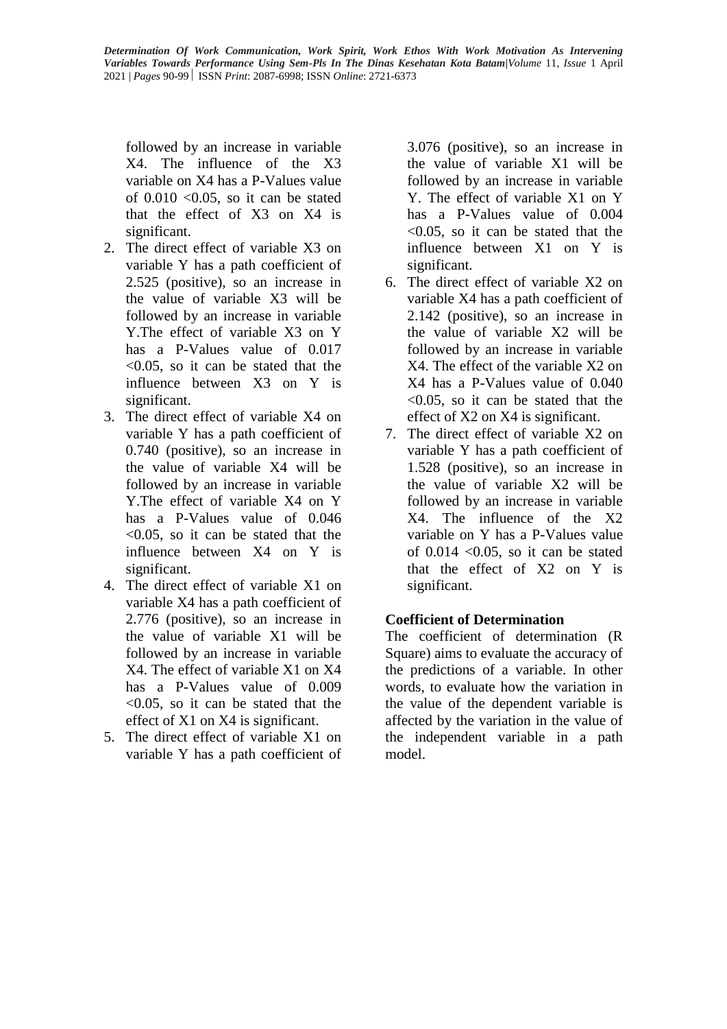followed by an increase in variable X4. The influence of the X3 variable on X4 has a P-Values value of 0.010 <0.05, so it can be stated that the effect of X3 on X4 is significant.

2. The direct effect of variable X3 on variable Y has a path coefficient of 2.525 (positive), so an increase in the value of variable X3 will be followed by an increase in variable Y.The effect of variable X3 on Y has a P-Values value of 0.017 <0.05, so it can be stated that the influence between X3 on Y is significant.
3. The direct effect of variable X4 on variable Y has a path coefficient of 0.740 (positive), so an increase in the value of variable X4 will be followed by an increase in variable Y.The effect of variable X4 on Y has a P-Values value of 0.046 <0.05, so it can be stated that the influence between X4 on Y is significant.
4. The direct effect of variable X1 on variable X4 has a path coefficient of 2.776 (positive), so an increase in the value of variable X1 will be followed by an increase in variable X4. The effect of variable X1 on X4 has a P-Values value of 0.009 <0.05, so it can be stated that the effect of X1 on X4 is significant.
5. The direct effect of variable X1 on variable Y has a path coefficient of 3.076 (positive), so an increase in the value of variable X1 will be followed by an increase in variable Y. The effect of variable X1 on Y has a P-Values value of 0.004 <0.05, so it can be stated that the influence between X1 on Y is significant.
6. The direct effect of variable X2 on variable X4 has a path coefficient of 2.142 (positive), so an increase in the value of variable X2 will be followed by an increase in variable X4. The effect of the variable X2 on X4 has a P-Values value of 0.040 <0.05, so it can be stated that the effect of X2 on X4 is significant.
7. The direct effect of variable X2 on variable Y has a path coefficient of 1.528 (positive), so an increase in the value of variable X2 will be followed by an increase in variable X4. The influence of the X2 variable on Y has a P-Values value of 0.014 <0.05, so it can be stated that the effect of X2 on Y is significant.

**Coefficient of Determination**

The coefficient of determination (R Square) aims to evaluate the accuracy of the predictions of a variable. In other words, to evaluate how the variation in the value of the dependent variable is affected by the variation in the value of the independent variable in a path model.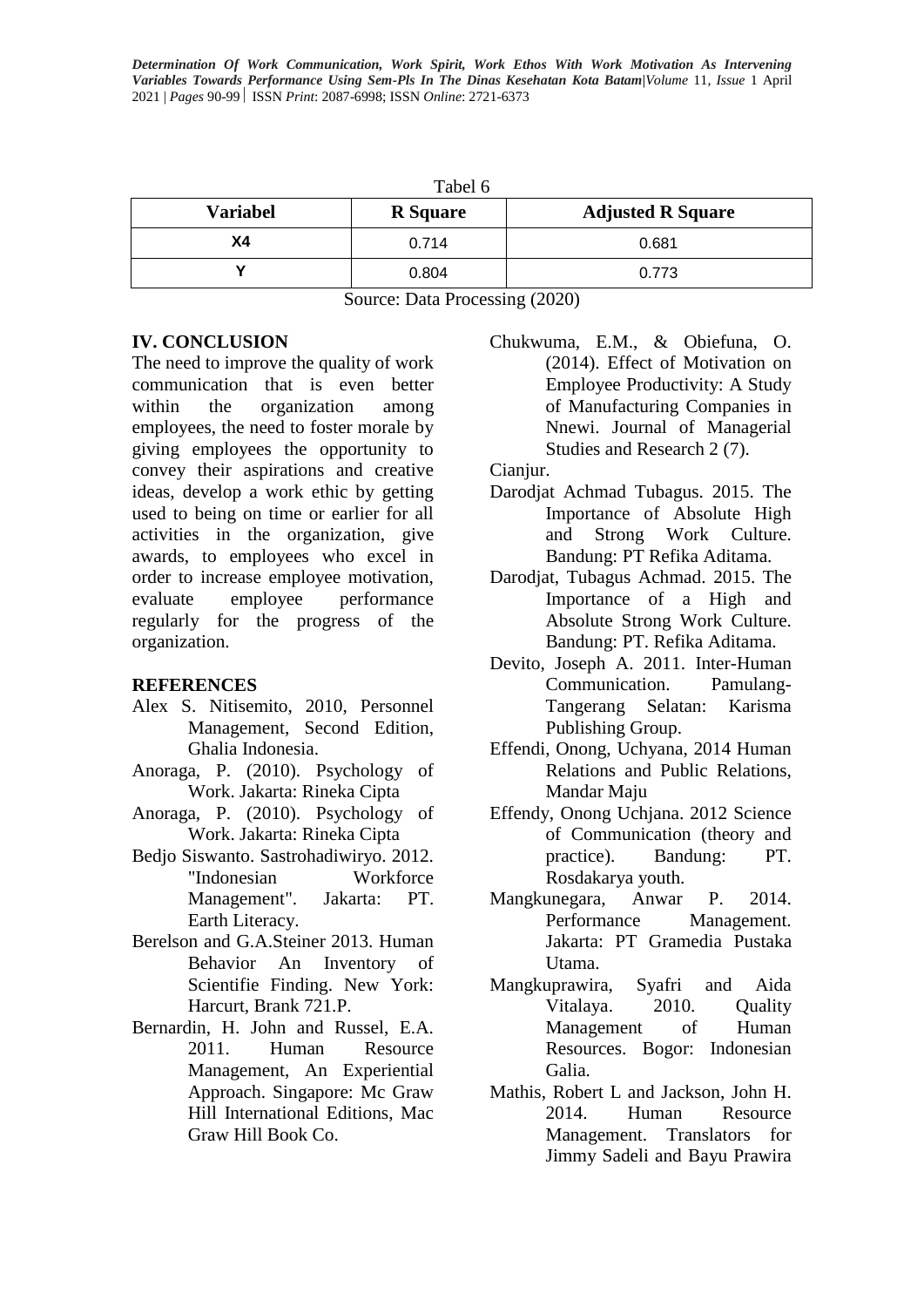Tabel 6

| Variabel | R Square | Adjusted R Square |
|---|---|---|
| X4 | 0.714 | 0.681 |
| Y | 0.804 | 0.773 |

Source: Data Processing (2020)

## IV. CONCLUSION

The need to improve the quality of work communication that is even better within the organization among employees, the need to foster morale by giving employees the opportunity to convey their aspirations and creative ideas, develop a work ethic by getting used to being on time or earlier for all activities in the organization, give awards, to employees who excel in order to increase employee motivation, evaluate employee performance regularly for the progress of the organization.

## REFERENCES

Alex S. Nitisemito, 2010, Personnel Management, Second Edition, Ghalia Indonesia.

Anoraga, P. (2010). Psychology of Work. Jakarta: Rineka Cipta

Anoraga, P. (2010). Psychology of Work. Jakarta: Rineka Cipta

Bedjo Siswanto. Sastrohadiwiryo. 2012. "Indonesian Workforce Management". Jakarta: PT. Earth Literacy.

Berelson and G.A.Steiner 2013. Human Behavior An Inventory of Scientifie Finding. New York: Harcurt, Brank 721.P.

Bernardin, H. John and Russel, E.A. 2011. Human Resource Management, An Experiential Approach. Singapore: Mc Graw Hill International Editions, Mac Graw Hill Book Co.

Chukwuma, E.M., & Obiefuna, O. (2014). Effect of Motivation on Employee Productivity: A Study of Manufacturing Companies in Nnewi. Journal of Managerial Studies and Research 2 (7).

Cianjur.

Darodjat Achmad Tubagus. 2015. The Importance of Absolute High and Strong Work Culture. Bandung: PT Refika Aditama.

Darodjat, Tubagus Achmad. 2015. The Importance of a High and Absolute Strong Work Culture. Bandung: PT. Refika Aditama.

Devito, Joseph A. 2011. Inter-Human Communication. Pamulang-Tangerang Selatan: Karisma Publishing Group.

Effendi, Onong, Uchyana, 2014 Human Relations and Public Relations, Mandar Maju

Effendy, Onong Uchjana. 2012 Science of Communication (theory and practice). Bandung: PT. Rosdakarya youth.

Mangkunegara, Anwar P. 2014. Performance Management. Jakarta: PT Gramedia Pustaka Utama.

Mangkuprawira, Syafri and Aida Vitalaya. 2010. Quality Management of Human Resources. Bogor: Indonesian Galia.

Mathis, Robert L and Jackson, John H. 2014. Human Resource Management. Translators for Jimmy Sadeli and Bayu Prawira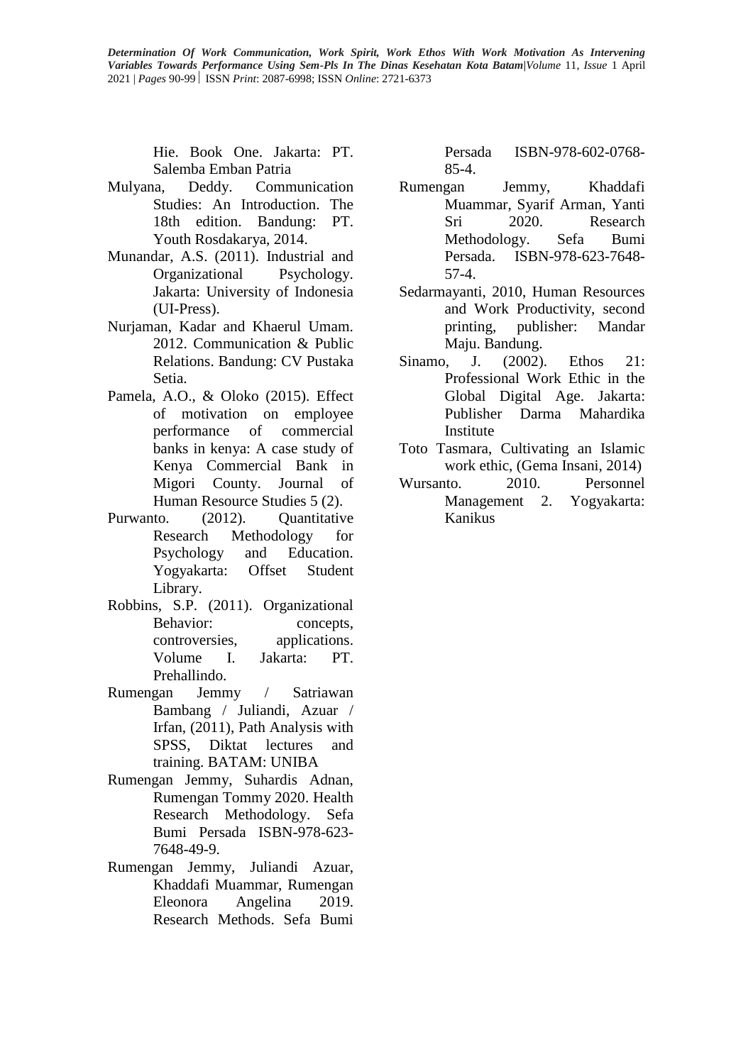Hie. Book One. Jakarta: PT. Salemba Emban Patria

Mulyana, Deddy. Communication Studies: An Introduction. The 18th edition. Bandung: PT. Youth Rosdakarya, 2014.

Munandar, A.S. (2011). Industrial and Organizational Psychology. Jakarta: University of Indonesia (UI-Press).

Nurjaman, Kadar and Khaerul Umam. 2012. Communication & Public Relations. Bandung: CV Pustaka Setia.

Pamela, A.O., & Oloko (2015). Effect of motivation on employee performance of commercial banks in kenya: A case study of Kenya Commercial Bank in Migori County. Journal of Human Resource Studies 5 (2).

Purwanto. (2012). Quantitative Research Methodology for Psychology and Education. Yogyakarta: Offset Student Library.

Robbins, S.P. (2011). Organizational Behavior: concepts, controversies, applications. Volume I. Jakarta: PT. Prehallindo.

Rumengan Jemmy / Satriawan Bambang / Juliandi, Azuar / Irfan, (2011), Path Analysis with SPSS, Diktat lectures and training. BATAM: UNIBA

Rumengan Jemmy, Suhardis Adnan, Rumengan Tommy 2020. Health Research Methodology. Sefa Bumi Persada ISBN-978-623-7648-49-9.

Rumengan Jemmy, Juliandi Azuar, Khaddafi Muammar, Rumengan Eleonora Angelina 2019. Research Methods. Sefa Bumi Persada ISBN-978-602-0768-85-4.

Rumengan Jemmy, Khaddafi Muammar, Syarif Arman, Yanti Sri 2020. Research Methodology. Sefa Bumi Persada. ISBN-978-623-7648-57-4.

Sedarmayanti, 2010, Human Resources and Work Productivity, second printing, publisher: Mandar Maju. Bandung.

Sinamo, J. (2002). Ethos 21: Professional Work Ethic in the Global Digital Age. Jakarta: Publisher Darma Mahardika Institute

Toto Tasmara, Cultivating an Islamic work ethic, (Gema Insani, 2014)

Wursanto. 2010. Personnel Management 2. Yogyakarta: Kanikus